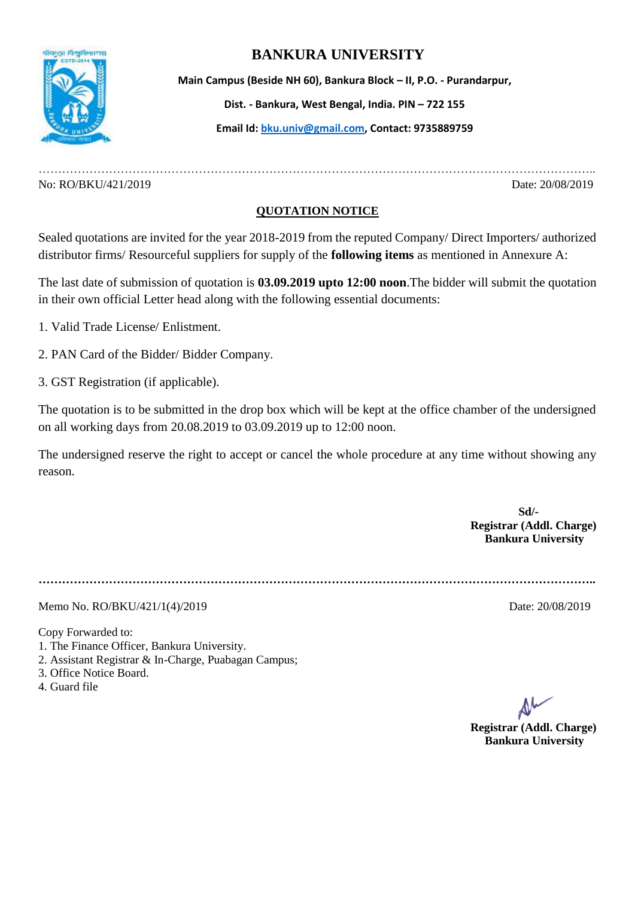# BANKURA UNIVERSITY

**Main Campus (Beside NH 60), Bankura Block – II, P.O. - Purandarpur,**

**Dist. - Bankura, West Bengal, India. PIN – 722 155**

**Email Id: bku.univ@gmail.com, Contact: 9735889759**

No: RO/BKU/421/2019 Date: 20/08/2019

## QUOTATION NOTICE

Sealed quotations are invited for the year 2018-2019 from the reputed Company/ Direct Importers/ authorized distributor firms/ Resourceful suppliers for supply of the **following items** as mentioned in Annexure A:

The last date of submission of quotation is **03.09.2019 upto 12:00 noon**.The bidder will submit the quotation in their own official Letter head along with the following essential documents:

1. Valid Trade License/ Enlistment.
2. PAN Card of the Bidder/ Bidder Company.
3. GST Registration (if applicable).

The quotation is to be submitted in the drop box which will be kept at the office chamber of the undersigned on all working days from 20.08.2019 to 03.09.2019 up to 12:00 noon.

The undersigned reserve the right to accept or cancel the whole procedure at any time without showing any reason.

**Sd/-**
**Registrar (Addl. Charge)**
**Bankura University**

Memo No. RO/BKU/421/1(4)/2019 Date: 20/08/2019

Copy Forwarded to:
1. The Finance Officer, Bankura University.
2. Assistant Registrar & In-Charge, Puabagan Campus;
3. Office Notice Board.
4. Guard file

**Registrar (Addl. Charge)**
**Bankura University**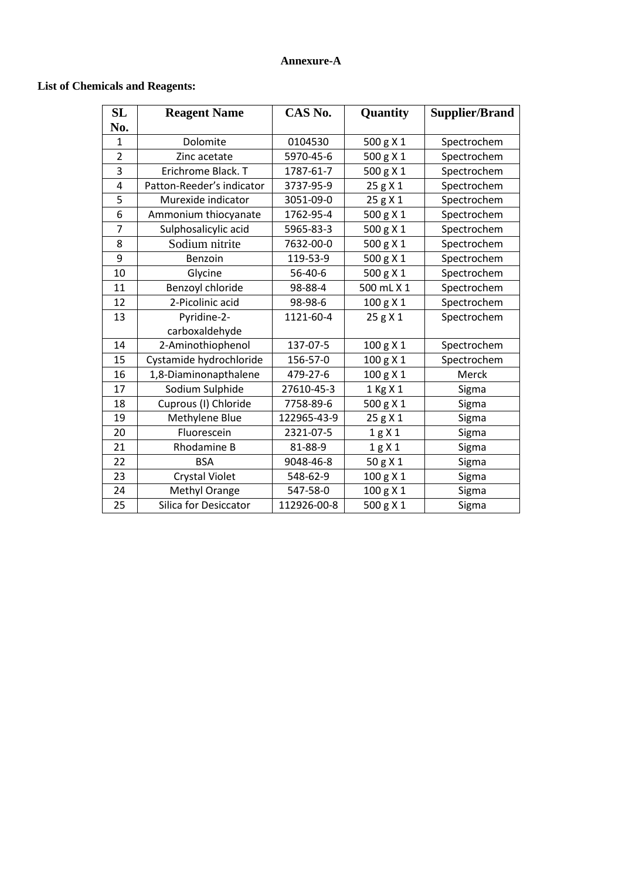**Annexure-A**

**List of Chemicals and Reagents:**

| SL No. | Reagent Name | CAS No. | Quantity | Supplier/Brand |
|---|---|---|---|---|
| 1 | Dolomite | 0104530 | 500 g X 1 | Spectrochem |
| 2 | Zinc acetate | 5970-45-6 | 500 g X 1 | Spectrochem |
| 3 | Erichrome Black. T | 1787-61-7 | 500 g X 1 | Spectrochem |
| 4 | Patton-Reeder's indicator | 3737-95-9 | 25 g X 1 | Spectrochem |
| 5 | Murexide indicator | 3051-09-0 | 25 g X 1 | Spectrochem |
| 6 | Ammonium thiocyanate | 1762-95-4 | 500 g X 1 | Spectrochem |
| 7 | Sulphosalicylic acid | 5965-83-3 | 500 g X 1 | Spectrochem |
| 8 | Sodium nitrite | 7632-00-0 | 500 g X 1 | Spectrochem |
| 9 | Benzoin | 119-53-9 | 500 g X 1 | Spectrochem |
| 10 | Glycine | 56-40-6 | 500 g X 1 | Spectrochem |
| 11 | Benzoyl chloride | 98-88-4 | 500 mL X 1 | Spectrochem |
| 12 | 2-Picolinic acid | 98-98-6 | 100 g X 1 | Spectrochem |
| 13 | Pyridine-2-carboxaldehyde | 1121-60-4 | 25 g X 1 | Spectrochem |
| 14 | 2-Aminothiophenol | 137-07-5 | 100 g X 1 | Spectrochem |
| 15 | Cystamide hydrochloride | 156-57-0 | 100 g X 1 | Spectrochem |
| 16 | 1,8-Diaminonapthalene | 479-27-6 | 100 g X 1 | Merck |
| 17 | Sodium Sulphide | 27610-45-3 | 1 Kg X 1 | Sigma |
| 18 | Cuprous (I) Chloride | 7758-89-6 | 500 g X 1 | Sigma |
| 19 | Methylene Blue | 122965-43-9 | 25 g X 1 | Sigma |
| 20 | Fluorescein | 2321-07-5 | 1 g X 1 | Sigma |
| 21 | Rhodamine B | 81-88-9 | 1 g X 1 | Sigma |
| 22 | BSA | 9048-46-8 | 50 g X 1 | Sigma |
| 23 | Crystal Violet | 548-62-9 | 100 g X 1 | Sigma |
| 24 | Methyl Orange | 547-58-0 | 100 g X 1 | Sigma |
| 25 | Silica for Desiccator | 112926-00-8 | 500 g X 1 | Sigma |